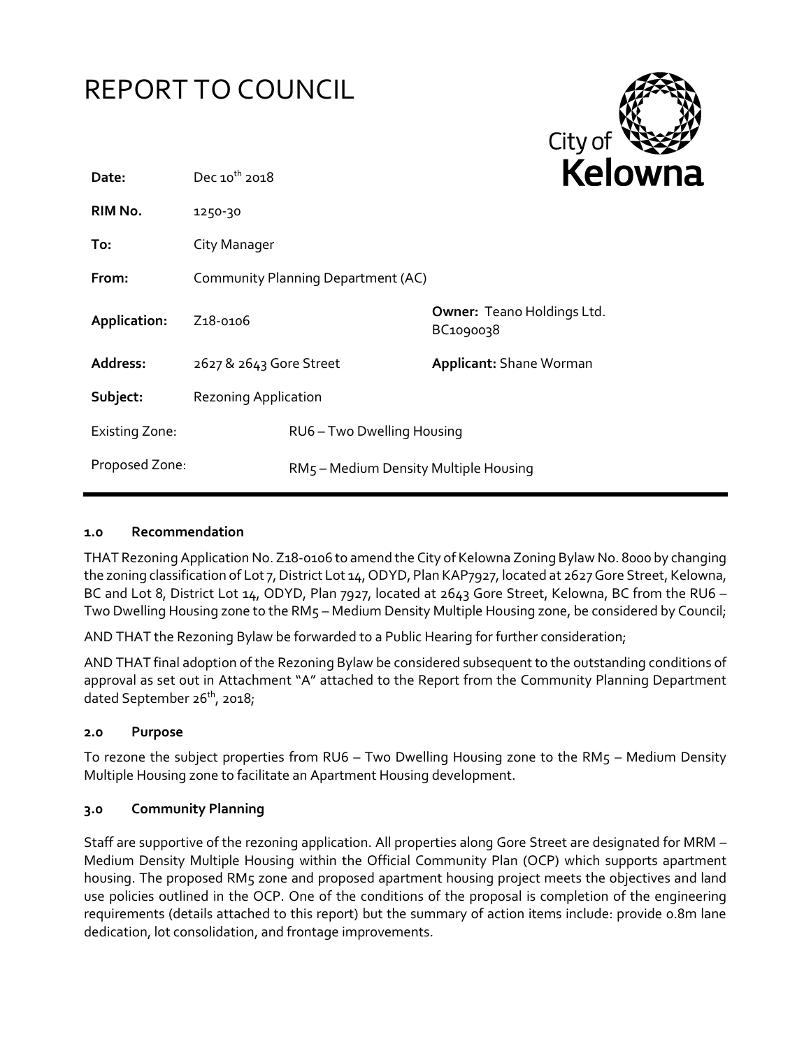# REPORT TO COUNCIL

| | | | |
|---|---|---|---|
| **Date:** | Dec 10th 2018 | | |
| **RIM No.** | 1250-30 | | |
| **To:** | City Manager | | |
| **From:** | Community Planning Department (AC) | | |
| **Application:** | Z18-0106 | **Owner:** Teano Holdings Ltd. BC1090038 | |
| **Address:** | 2627 & 2643 Gore Street | **Applicant:** Shane Worman | |
| **Subject:** | Rezoning Application | | |
| Existing Zone: | RU6 – Two Dwelling Housing | | |
| Proposed Zone: | RM5 – Medium Density Multiple Housing | | |

## 1.0 Recommendation

THAT Rezoning Application No. Z18-0106 to amend the City of Kelowna Zoning Bylaw No. 8000 by changing the zoning classification of Lot 7, District Lot 14, ODYD, Plan KAP7927, located at 2627 Gore Street, Kelowna, BC and Lot 8, District Lot 14, ODYD, Plan 7927, located at 2643 Gore Street, Kelowna, BC from the RU6 – Two Dwelling Housing zone to the RM5 – Medium Density Multiple Housing zone, be considered by Council;

AND THAT the Rezoning Bylaw be forwarded to a Public Hearing for further consideration;

AND THAT final adoption of the Rezoning Bylaw be considered subsequent to the outstanding conditions of approval as set out in Attachment "A" attached to the Report from the Community Planning Department dated September 26th, 2018;

## 2.0 Purpose

To rezone the subject properties from RU6 – Two Dwelling Housing zone to the RM5 – Medium Density Multiple Housing zone to facilitate an Apartment Housing development.

## 3.0 Community Planning

Staff are supportive of the rezoning application. All properties along Gore Street are designated for MRM – Medium Density Multiple Housing within the Official Community Plan (OCP) which supports apartment housing. The proposed RM5 zone and proposed apartment housing project meets the objectives and land use policies outlined in the OCP. One of the conditions of the proposal is completion of the engineering requirements (details attached to this report) but the summary of action items include: provide 0.8m lane dedication, lot consolidation, and frontage improvements.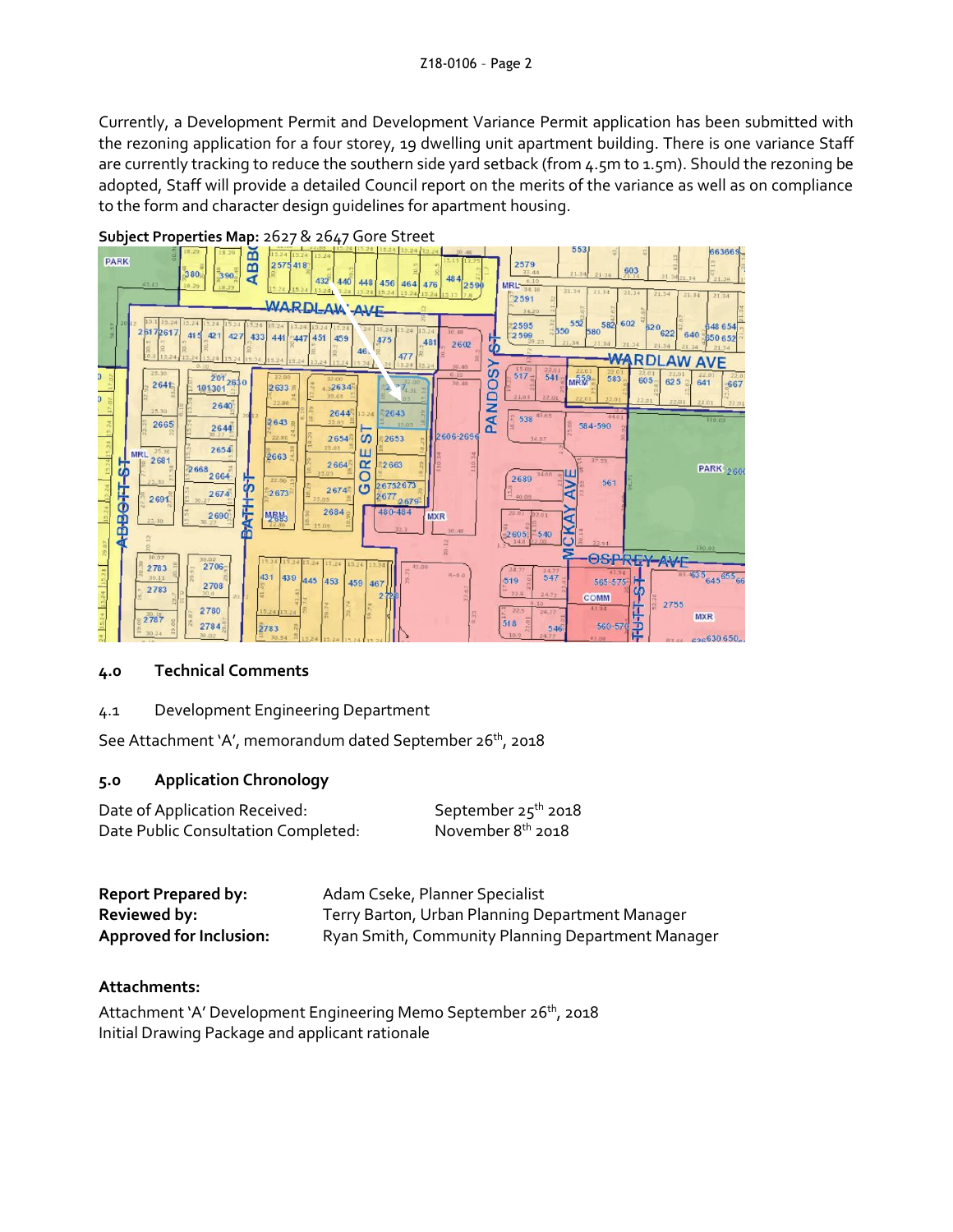Currently, a Development Permit and Development Variance Permit application has been submitted with the rezoning application for a four storey, 19 dwelling unit apartment building. There is one variance Staff are currently tracking to reduce the southern side yard setback (from 4.5m to 1.5m). Should the rezoning be adopted, Staff will provide a detailed Council report on the merits of the variance as well as on compliance to the form and character design guidelines for apartment housing.

**Subject Properties Map:** 2627 & 2647 Gore Street

## 4.0 Technical Comments

4.1 Development Engineering Department

See Attachment 'A', memorandum dated September 26th, 2018

## 5.0 Application Chronology

| | |
|---|---|
| Date of Application Received: | September 25th 2018 |
| Date Public Consultation Completed: | November 8th 2018 |

| | |
|---|---|
| **Report Prepared by:** | Adam Cseke, Planner Specialist |
| **Reviewed by:** | Terry Barton, Urban Planning Department Manager |
| **Approved for Inclusion:** | Ryan Smith, Community Planning Department Manager |

**Attachments:**

Attachment 'A' Development Engineering Memo September 26th, 2018
Initial Drawing Package and applicant rationale